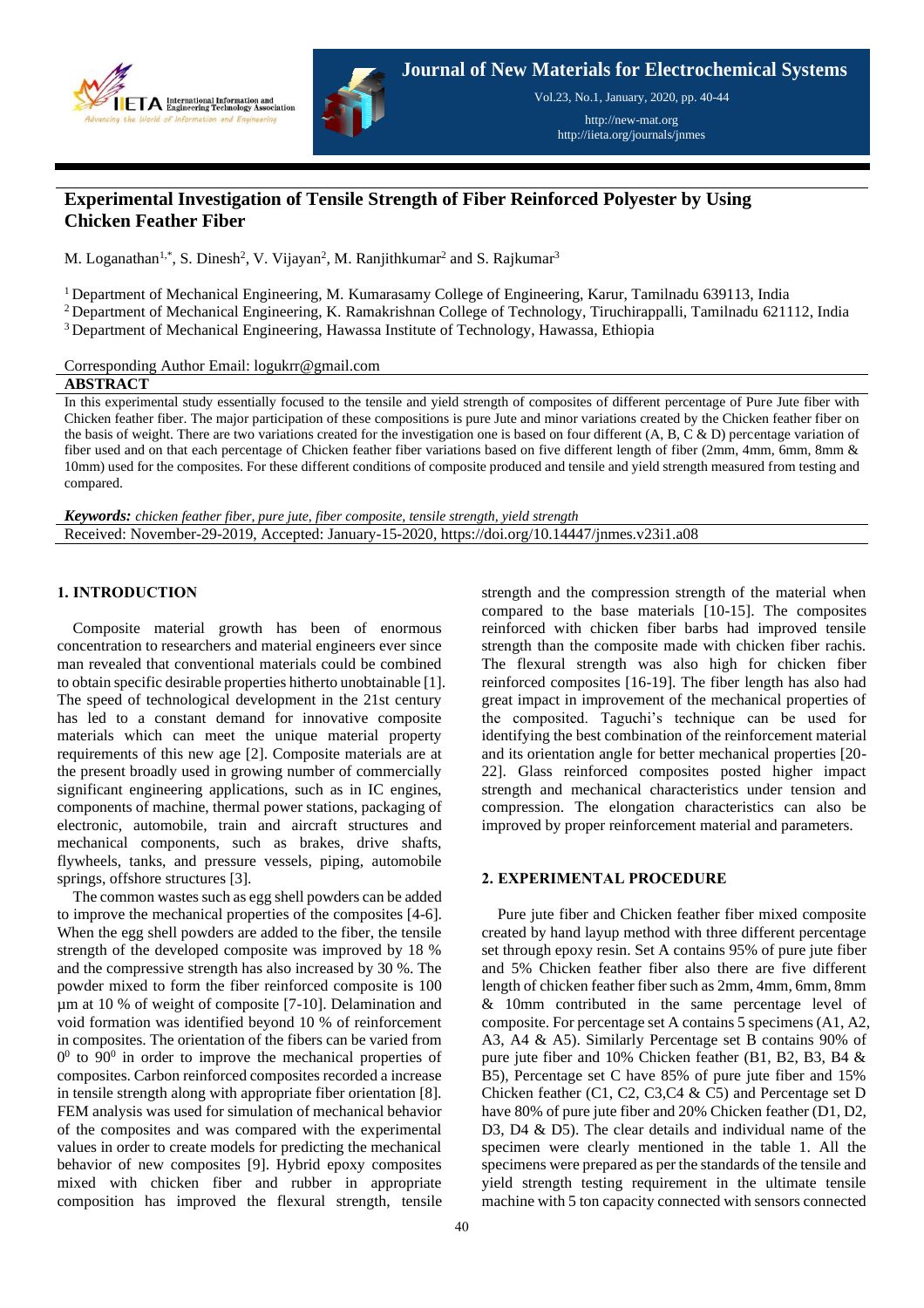# Experimental Investigation of Tensile Strength of Fiber Reinforced Polyester by Using Chicken Feather Fiber

M. Loganathan[1,*], S. Dinesh[2], V. Vijayan[2], M. Ranjithkumar[2] and S. Rajkumar[3]

[1] Department of Mechanical Engineering, M. Kumarasamy College of Engineering, Karur, Tamilnadu 639113, India
[2] Department of Mechanical Engineering, K. Ramakrishnan College of Technology, Tiruchirappalli, Tamilnadu 621112, India
[3] Department of Mechanical Engineering, Hawassa Institute of Technology, Hawassa, Ethiopia

Corresponding Author Email: logukrr@gmail.com

## ABSTRACT

In this experimental study essentially focused to the tensile and yield strength of composites of different percentage of Pure Jute fiber with Chicken feather fiber. The major participation of these compositions is pure Jute and minor variations created by the Chicken feather fiber on the basis of weight. There are two variations created for the investigation one is based on four different (A, B, C & D) percentage variation of fiber used and on that each percentage of Chicken feather fiber variations based on five different length of fiber (2mm, 4mm, 6mm, 8mm & 10mm) used for the composites. For these different conditions of composite produced and tensile and yield strength measured from testing and compared.

***Keywords:*** *chicken feather fiber, pure jute, fiber composite, tensile strength, yield strength*

Received: November-29-2019, Accepted: January-15-2020, https://doi.org/10.14447/jnmes.v23i1.a08

## 1. INTRODUCTION

Composite material growth has been of enormous concentration to researchers and material engineers ever since man revealed that conventional materials could be combined to obtain specific desirable properties hitherto unobtainable [1]. The speed of technological development in the 21st century has led to a constant demand for innovative composite materials which can meet the unique material property requirements of this new age [2]. Composite materials are at the present broadly used in growing number of commercially significant engineering applications, such as in IC engines, components of machine, thermal power stations, packaging of electronic, automobile, train and aircraft structures and mechanical components, such as brakes, drive shafts, flywheels, tanks, and pressure vessels, piping, automobile springs, offshore structures [3].

The common wastes such as egg shell powders can be added to improve the mechanical properties of the composites [4-6]. When the egg shell powders are added to the fiber, the tensile strength of the developed composite was improved by 18 % and the compressive strength has also increased by 30 %. The powder mixed to form the fiber reinforced composite is 100 µm at 10 % of weight of composite [7-10]. Delamination and void formation was identified beyond 10 % of reinforcement in composites. The orientation of the fibers can be varied from $0^0$ to $90^0$ in order to improve the mechanical properties of composites. Carbon reinforced composites recorded a increase in tensile strength along with appropriate fiber orientation [8]. FEM analysis was used for simulation of mechanical behavior of the composites and was compared with the experimental values in order to create models for predicting the mechanical behavior of new composites [9]. Hybrid epoxy composites mixed with chicken fiber and rubber in appropriate composition has improved the flexural strength, tensile strength and the compression strength of the material when compared to the base materials [10-15]. The composites reinforced with chicken fiber barbs had improved tensile strength than the composite made with chicken fiber rachis. The flexural strength was also high for chicken fiber reinforced composites [16-19]. The fiber length has also had great impact in improvement of the mechanical properties of the composited. Taguchi's technique can be used for identifying the best combination of the reinforcement material and its orientation angle for better mechanical properties [20-22]. Glass reinforced composites posted higher impact strength and mechanical characteristics under tension and compression. The elongation characteristics can also be improved by proper reinforcement material and parameters.

## 2. EXPERIMENTAL PROCEDURE

Pure jute fiber and Chicken feather fiber mixed composite created by hand layup method with three different percentage set through epoxy resin. Set A contains 95% of pure jute fiber and 5% Chicken feather fiber also there are five different length of chicken feather fiber such as 2mm, 4mm, 6mm, 8mm & 10mm contributed in the same percentage level of composite. For percentage set A contains 5 specimens (A1, A2, A3, A4 & A5). Similarly Percentage set B contains 90% of pure jute fiber and 10% Chicken feather fiber (B1, B2, B3, B4 & B5), Percentage set C have 85% of pure jute fiber and 15% Chicken feather (C1, C2, C3,C4 & C5) and Percentage set D have 80% of pure jute fiber and 20% Chicken feather (D1, D2, D3, D4 & D5). The clear details and individual name of the specimen were clearly mentioned in the table 1. All the specimens were prepared as per the standards of the tensile and yield strength testing requirement in the ultimate tensile machine with 5 ton capacity connected with sensors connected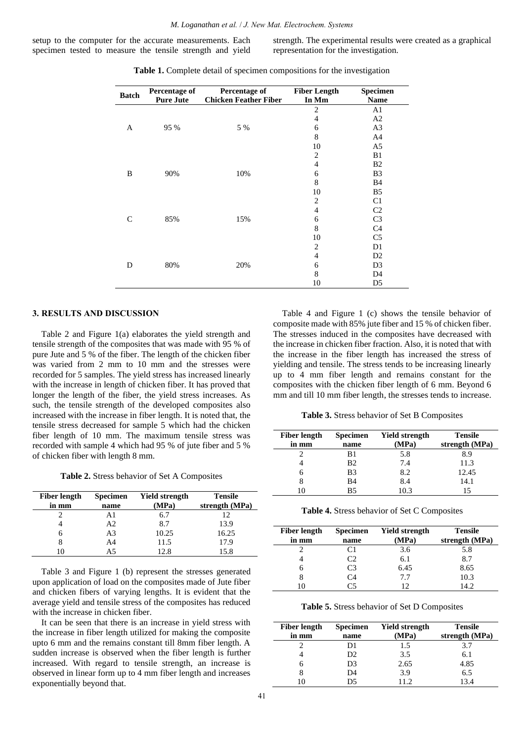setup to the computer for the accurate measurements. Each specimen tested to measure the tensile strength and yield strength. The experimental results were created as a graphical representation for the investigation.

**Table 1.** Complete detail of specimen compositions for the investigation

| Batch | Percentage of Pure Jute | Percentage of Chicken Feather Fiber | Fiber Length In Mm | Specimen Name |
|---|---|---|---|---|
| A | 95 % | 5 % | 2 | A1 |
| | | | 4 | A2 |
| | | | 6 | A3 |
| | | | 8 | A4 |
| | | | 10 | A5 |
| B | 90% | 10% | 2 | B1 |
| | | | 4 | B2 |
| | | | 6 | B3 |
| | | | 8 | B4 |
| | | | 10 | B5 |
| C | 85% | 15% | 2 | C1 |
| | | | 4 | C2 |
| | | | 6 | C3 |
| | | | 8 | C4 |
| | | | 10 | C5 |
| D | 80% | 20% | 2 | D1 |
| | | | 4 | D2 |
| | | | 6 | D3 |
| | | | 8 | D4 |
| | | | 10 | D5 |

## 3. RESULTS AND DISCUSSION

Table 2 and Figure 1(a) elaborates the yield strength and tensile strength of the composites that was made with 95 % of pure Jute and 5 % of the fiber. The length of the chicken fiber was varied from 2 mm to 10 mm and the stresses were recorded for 5 samples. The yield stress has increased linearly with the increase in length of chicken fiber. It has proved that longer the length of the fiber, the yield stress increases. As such, the tensile strength of the developed composites also increased with the increase in fiber length. It is noted that, the tensile stress decreased for sample 5 which had the chicken fiber length of 10 mm. The maximum tensile stress was recorded with sample 4 which had 95 % of jute fiber and 5 % of chicken fiber with length 8 mm.

**Table 2.** Stress behavior of Set A Composites

| Fiber length in mm | Specimen name | Yield strength (MPa) | Tensile strength (MPa) |
|---|---|---|---|
| 2 | A1 | 6.7 | 12 |
| 4 | A2 | 8.7 | 13.9 |
| 6 | A3 | 10.25 | 16.25 |
| 8 | A4 | 11.5 | 17.9 |
| 10 | A5 | 12.8 | 15.8 |

Table 3 and Figure 1 (b) represent the stresses generated upon application of load on the composites made of Jute fiber and chicken fibers of varying lengths. It is evident that the average yield and tensile stress of the composites has reduced with the increase in chicken fiber.

It can be seen that there is an increase in yield stress with the increase in fiber length utilized for making the composite upto 6 mm and the remains constant till 8mm fiber length. A sudden increase is observed when the fiber length is further increased. With regard to tensile strength, an increase is observed in linear form up to 4 mm fiber length and increases exponentially beyond that.

Table 4 and Figure 1 (c) shows the tensile behavior of composite made with 85% jute fiber and 15 % of chicken fiber. The stresses induced in the composites have decreased with the increase in chicken fiber fraction. Also, it is noted that with the increase in the fiber length has increased the stress of yielding and tensile. The stress tends to be increasing linearly up to 4 mm fiber length and remains constant for the composites with the chicken fiber length of 6 mm. Beyond 6 mm and till 10 mm fiber length, the stresses tends to increase.

**Table 3.** Stress behavior of Set B Composites

| Fiber length in mm | Specimen name | Yield strength (MPa) | Tensile strength (MPa) |
|---|---|---|---|
| 2 | B1 | 5.8 | 8.9 |
| 4 | B2 | 7.4 | 11.3 |
| 6 | B3 | 8.2 | 12.45 |
| 8 | B4 | 8.4 | 14.1 |
| 10 | B5 | 10.3 | 15 |

**Table 4.** Stress behavior of Set C Composites

| Fiber length in mm | Specimen name | Yield strength (MPa) | Tensile strength (MPa) |
|---|---|---|---|
| 2 | C1 | 3.6 | 5.8 |
| 4 | C2 | 6.1 | 8.7 |
| 6 | C3 | 6.45 | 8.65 |
| 8 | C4 | 7.7 | 10.3 |
| 10 | C5 | 12 | 14.2 |

**Table 5.** Stress behavior of Set D Composites

| Fiber length in mm | Specimen name | Yield strength (MPa) | Tensile strength (MPa) |
|---|---|---|---|
| 2 | D1 | 1.5 | 3.7 |
| 4 | D2 | 3.5 | 6.1 |
| 6 | D3 | 2.65 | 4.85 |
| 8 | D4 | 3.9 | 6.5 |
| 10 | D5 | 11.2 | 13.4 |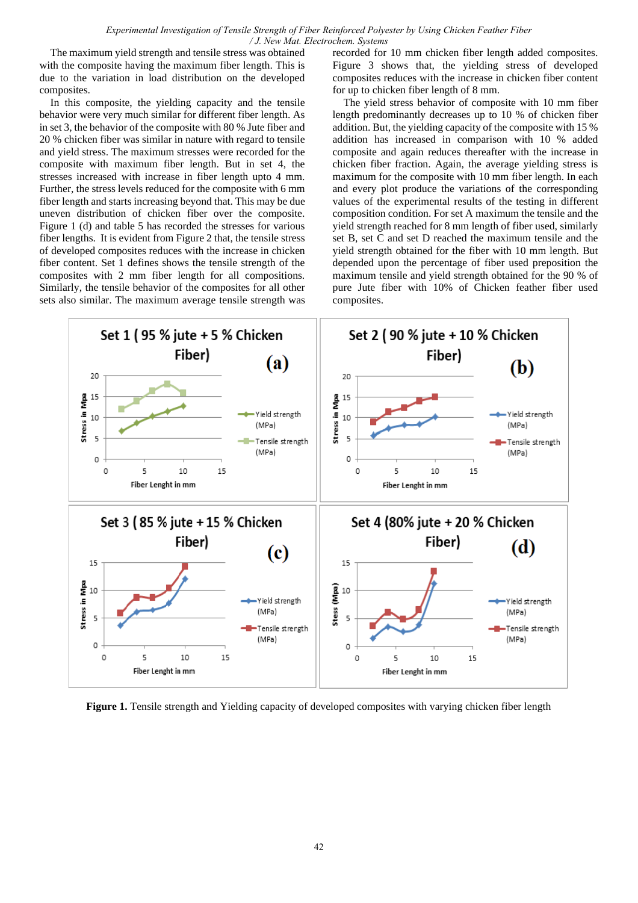The maximum yield strength and tensile stress was obtained with the composite having the maximum fiber length. This is due to the variation in load distribution on the developed composites.

In this composite, the yielding capacity and the tensile behavior were very much similar for different fiber length. As in set 3, the behavior of the composite with 80 % Jute fiber and 20 % chicken fiber was similar in nature with regard to tensile and yield stress. The maximum stresses were recorded for the composite with maximum fiber length. But in set 4, the stresses increased with increase in fiber length upto 4 mm. Further, the stress levels reduced for the composite with 6 mm fiber length and starts increasing beyond that. This may be due uneven distribution of chicken fiber over the composite. Figure 1 (d) and table 5 has recorded the stresses for various fiber lengths. It is evident from Figure 2 that, the tensile stress of developed composites reduces with the increase in chicken fiber content. Set 1 defines shows the tensile strength of the composites with 2 mm fiber length for all compositions. Similarly, the tensile behavior of the composites for all other sets also similar. The maximum average tensile strength was recorded for 10 mm chicken fiber length added composites. Figure 3 shows that, the yielding stress of developed composites reduces with the increase in chicken fiber content for up to chicken fiber length of 8 mm.

The yield stress behavior of composite with 10 mm fiber length predominantly decreases up to 10 % of chicken fiber addition. But, the yielding capacity of the composite with 15 % addition has increased in comparison with 10 % added composite and again reduces thereafter with the increase in chicken fiber fraction. Again, the average yielding stress is maximum for the composite with 10 mm fiber length. In each and every plot produce the variations of the corresponding values of the experimental results of the testing in different composition condition. For set A maximum the tensile and the yield strength reached for 8 mm length of fiber used, similarly set B, set C and set D reached the maximum tensile and the yield strength obtained for the fiber with 10 mm length. But depended upon the percentage of fiber used preposition the maximum tensile and yield strength obtained for the 90 % of pure Jute fiber with 10% of Chicken feather fiber used composites.

**Figure 1.** Tensile strength and Yielding capacity of developed composites with varying chicken fiber length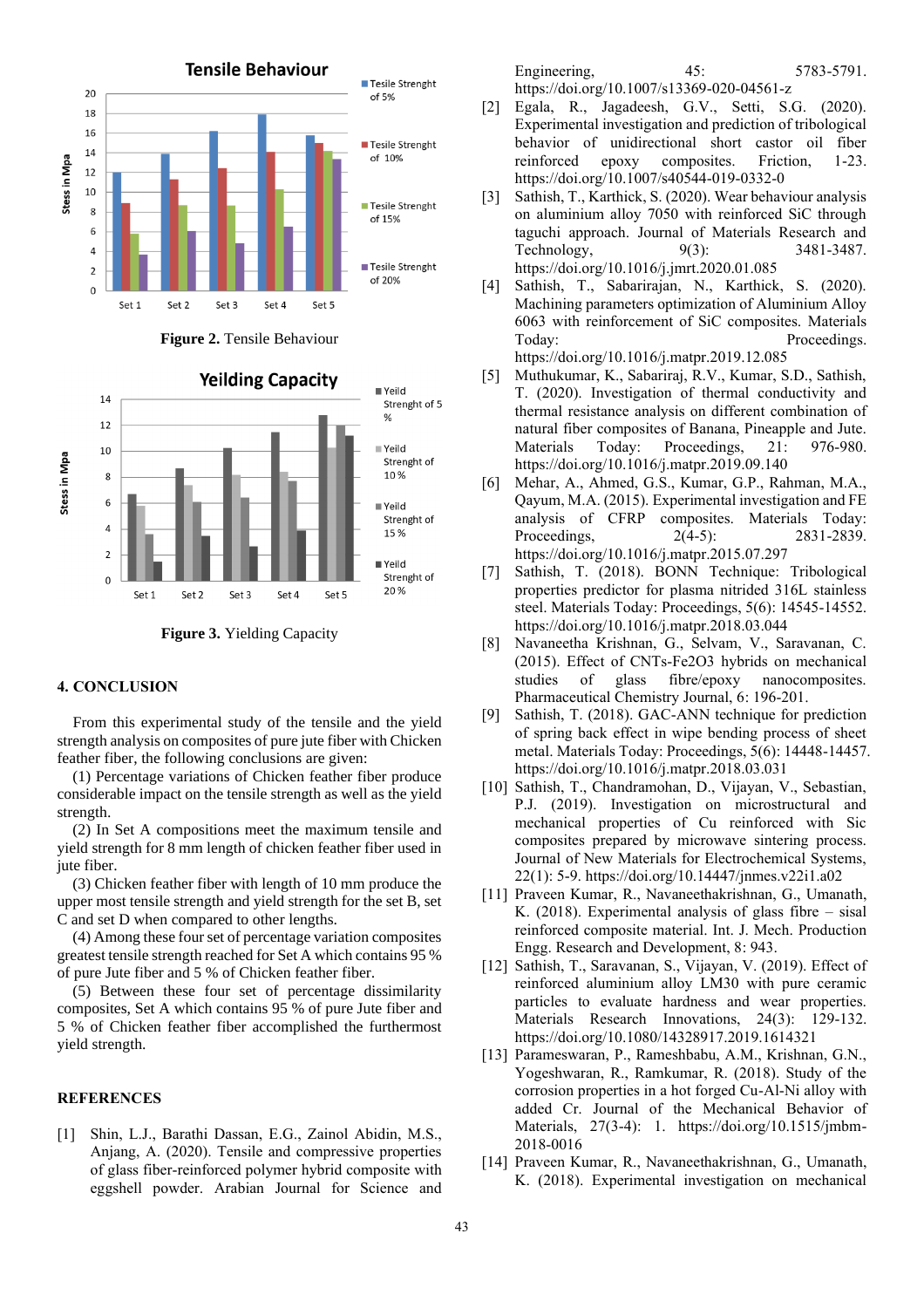Figure 2. Tensile Behaviour

Figure 3. Yielding Capacity

## 4. CONCLUSION

From this experimental study of the tensile and the yield strength analysis on composites of pure jute fiber with Chicken feather fiber, the following conclusions are given:

(1) Percentage variations of Chicken feather fiber produce considerable impact on the tensile strength as well as the yield strength.

(2) In Set A compositions meet the maximum tensile and yield strength for 8 mm length of chicken feather fiber used in jute fiber.

(3) Chicken feather fiber with length of 10 mm produce the upper most tensile strength and yield strength for the set B, set C and set D when compared to other lengths.

(4) Among these four set of percentage variation composites greatest tensile strength reached for Set A which contains 95 % of pure Jute fiber and 5 % of Chicken feather fiber.

(5) Between these four set of percentage dissimilarity composites, Set A which contains 95 % of pure Jute fiber and 5 % of Chicken feather fiber accomplished the furthermost yield strength.

## REFERENCES

[1] Shin, L.J., Barathi Dassan, E.G., Zainol Abidin, M.S., Anjang, A. (2020). Tensile and compressive properties of glass fiber-reinforced polymer hybrid composite with eggshell powder. Arabian Journal for Science and Engineering, 45: 5783-5791. https://doi.org/10.1007/s13369-020-04561-z

[2] Egala, R., Jagadeesh, G.V., Setti, S.G. (2020). Experimental investigation and prediction of tribological behavior of unidirectional short castor oil fiber reinforced epoxy composites. Friction, 1-23. https://doi.org/10.1007/s40544-019-0332-0

[3] Sathish, T., Karthick, S. (2020). Wear behaviour analysis on aluminium alloy 7050 with reinforced SiC through taguchi approach. Journal of Materials Research and Technology, 9(3): 3481-3487. https://doi.org/10.1016/j.jmrt.2020.01.085

[4] Sathish, T., Sabarirajan, N., Karthick, S. (2020). Machining parameters optimization of Aluminium Alloy 6063 with reinforcement of SiC composites. Materials Today: Proceedings. https://doi.org/10.1016/j.matpr.2019.12.085

[5] Muthukumar, K., Sabariraj, R.V., Kumar, S.D., Sathish, T. (2020). Investigation of thermal conductivity and thermal resistance analysis on different combination of natural fiber composites of Banana, Pineapple and Jute. Materials Today: Proceedings, 21: 976-980. https://doi.org/10.1016/j.matpr.2019.09.140

[6] Mehar, A., Ahmed, G.S., Kumar, G.P., Rahman, M.A., Qayum, M.A. (2015). Experimental investigation and FE analysis of CFRP composites. Materials Today: Proceedings, 2(4-5): 2831-2839. https://doi.org/10.1016/j.matpr.2015.07.297

[7] Sathish, T. (2018). BONN Technique: Tribological properties predictor for plasma nitrided 316L stainless steel. Materials Today: Proceedings, 5(6): 14545-14552. https://doi.org/10.1016/j.matpr.2018.03.044

[8] Navaneetha Krishnan, G., Selvam, V., Saravanan, C. (2015). Effect of CNTs-Fe2O3 hybrids on mechanical studies of glass fibre/epoxy nanocomposites. Pharmaceutical Chemistry Journal, 6: 196-201.

[9] Sathish, T. (2018). GAC-ANN technique for prediction of spring back effect in wipe bending process of sheet metal. Materials Today: Proceedings, 5(6): 14448-14457. https://doi.org/10.1016/j.matpr.2018.03.031

[10] Sathish, T., Chandramohan, D., Vijayan, V., Sebastian, P.J. (2019). Investigation on microstructural and mechanical properties of Cu reinforced with Sic composites prepared by microwave sintering process. Journal of New Materials for Electrochemical Systems, 22(1): 5-9. https://doi.org/10.14447/jnmes.v22i1.a02

[11] Praveen Kumar, R., Navaneethakrishnan, G., Umanath, K. (2018). Experimental analysis of glass fibre – sisal reinforced composite material. Int. J. Mech. Production Engg. Research and Development, 8: 943.

[12] Sathish, T., Saravanan, S., Vijayan, V. (2019). Effect of reinforced aluminium alloy LM30 with pure ceramic particles to evaluate hardness and wear properties. Materials Research Innovations, 24(3): 129-132. https://doi.org/10.1080/14328917.2019.1614321

[13] Parameswaran, P., Rameshbabu, A.M., Krishnan, G.N., Yogeshwaran, R., Ramkumar, R. (2018). Study of the corrosion properties in a hot forged Cu-Al-Ni alloy with added Cr. Journal of the Mechanical Behavior of Materials, 27(3-4): 1. https://doi.org/10.1515/jmbm-2018-0016

[14] Praveen Kumar, R., Navaneethakrishnan, G., Umanath, K. (2018). Experimental investigation on mechanical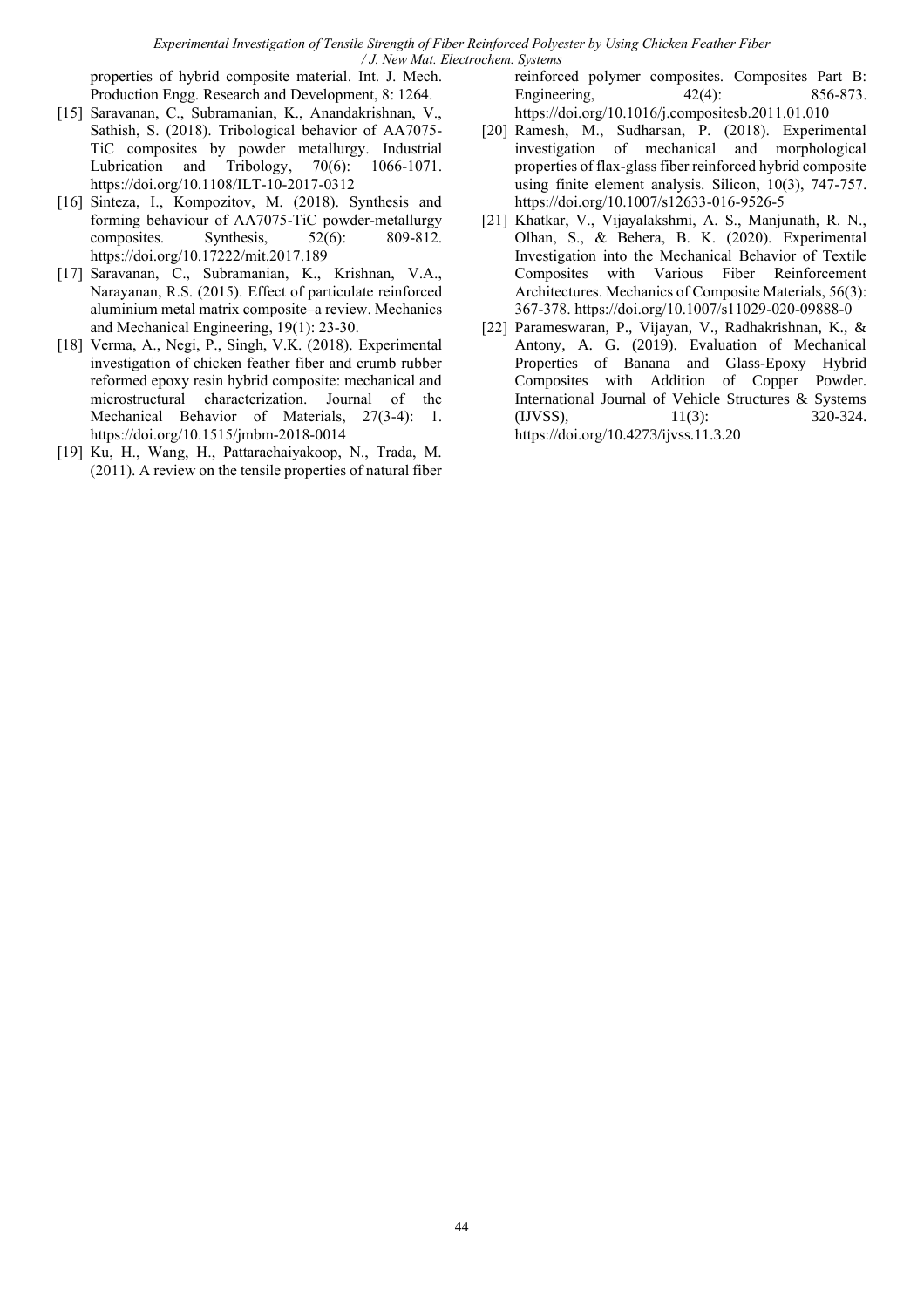properties of hybrid composite material. Int. J. Mech. Production Engg. Research and Development, 8: 1264.

[15] Saravanan, C., Subramanian, K., Anandakrishnan, V., Sathish, S. (2018). Tribological behavior of AA7075-TiC composites by powder metallurgy. Industrial Lubrication and Tribology, 70(6): 1066-1071. https://doi.org/10.1108/ILT-10-2017-0312

[16] Sinteza, I., Kompozitov, M. (2018). Synthesis and forming behaviour of AA7075-TiC powder-metallurgy composites. Synthesis, 52(6): 809-812. https://doi.org/10.17222/mit.2017.189

[17] Saravanan, C., Subramanian, K., Krishnan, V.A., Narayanan, R.S. (2015). Effect of particulate reinforced aluminium metal matrix composite–a review. Mechanics and Mechanical Engineering, 19(1): 23-30.

[18] Verma, A., Negi, P., Singh, V.K. (2018). Experimental investigation of chicken feather fiber and crumb rubber reformed epoxy resin hybrid composite: mechanical and microstructural characterization. Journal of the Mechanical Behavior of Materials, 27(3-4): 1. https://doi.org/10.1515/jmbm-2018-0014

[19] Ku, H., Wang, H., Pattarachaiyakoop, N., Trada, M. (2011). A review on the tensile properties of natural fiber reinforced polymer composites. Composites Part B: Engineering, 42(4): 856-873. https://doi.org/10.1016/j.compositesb.2011.01.010

[20] Ramesh, M., Sudharsan, P. (2018). Experimental investigation of mechanical and morphological properties of flax-glass fiber reinforced hybrid composite using finite element analysis. Silicon, 10(3), 747-757. https://doi.org/10.1007/s12633-016-9526-5

[21] Khatkar, V., Vijayalakshmi, A. S., Manjunath, R. N., Olhan, S., & Behera, B. K. (2020). Experimental Investigation into the Mechanical Behavior of Textile Composites with Various Fiber Reinforcement Architectures. Mechanics of Composite Materials, 56(3): 367-378. https://doi.org/10.1007/s11029-020-09888-0

[22] Parameswaran, P., Vijayan, V., Radhakrishnan, K., & Antony, A. G. (2019). Evaluation of Mechanical Properties of Banana and Glass-Epoxy Hybrid Composites with Addition of Copper Powder. International Journal of Vehicle Structures & Systems (IJVSS), 11(3): 320-324. https://doi.org/10.4273/ijvss.11.3.20